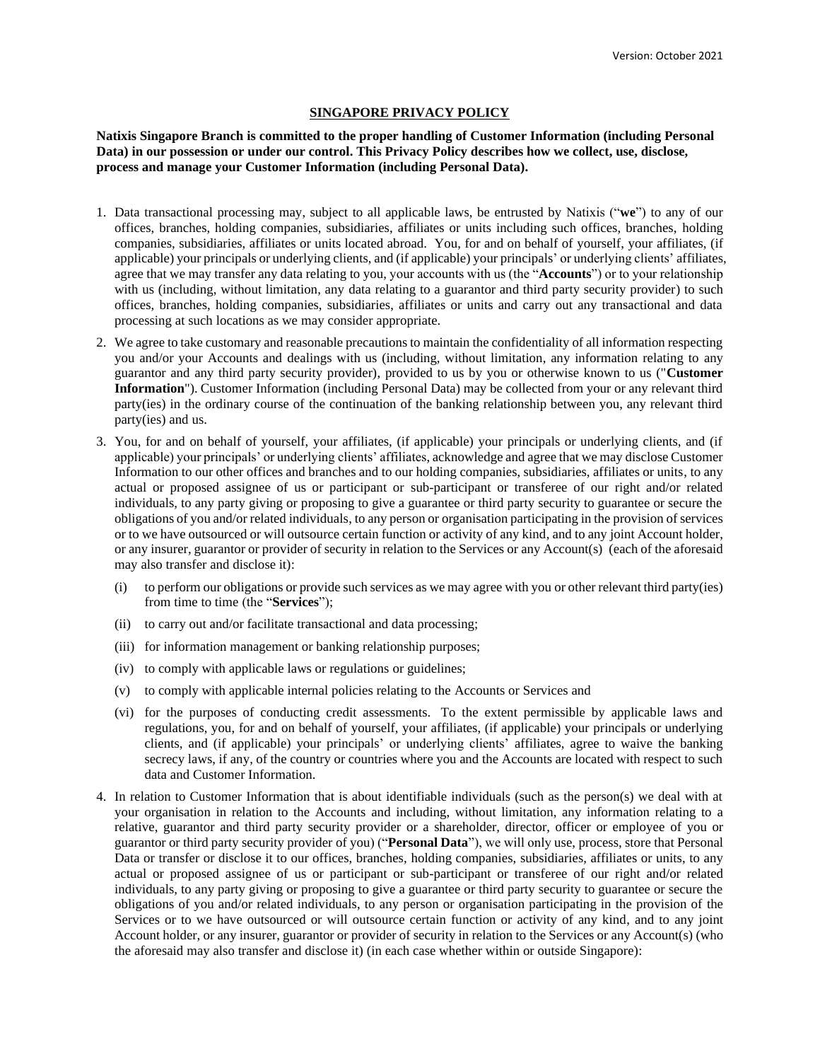Version: October 2021

## SINGAPORE PRIVACY POLICY

**Natixis Singapore Branch is committed to the proper handling of Customer Information (including Personal Data) in our possession or under our control. This Privacy Policy describes how we collect, use, disclose, process and manage your Customer Information (including Personal Data).**

1. Data transactional processing may, subject to all applicable laws, be entrusted by Natixis ("**we**") to any of our offices, branches, holding companies, subsidiaries, affiliates or units including such offices, branches, holding companies, subsidiaries, affiliates or units located abroad. You, for and on behalf of yourself, your affiliates, (if applicable) your principals or underlying clients, and (if applicable) your principals' or underlying clients' affiliates, agree that we may transfer any data relating to you, your accounts with us (the "**Accounts**") or to your relationship with us (including, without limitation, any data relating to a guarantor and third party security provider) to such offices, branches, holding companies, subsidiaries, affiliates or units and carry out any transactional and data processing at such locations as we may consider appropriate.
2. We agree to take customary and reasonable precautions to maintain the confidentiality of all information respecting you and/or your Accounts and dealings with us (including, without limitation, any information relating to any guarantor and any third party security provider), provided to us by you or otherwise known to us ("**Customer Information**"). Customer Information (including Personal Data) may be collected from your or any relevant third party(ies) in the ordinary course of the continuation of the banking relationship between you, any relevant third party(ies) and us.
3. You, for and on behalf of yourself, your affiliates, (if applicable) your principals or underlying clients, and (if applicable) your principals' or underlying clients' affiliates, acknowledge and agree that we may disclose Customer Information to our other offices and branches and to our holding companies, subsidiaries, affiliates or units, to any actual or proposed assignee of us or participant or sub-participant or transferee of our right and/or related individuals, to any party giving or proposing to give a guarantee or third party security to guarantee or secure the obligations of you and/or related individuals, to any person or organisation participating in the provision of services or to we have outsourced or will outsource certain function or activity of any kind, and to any joint Account holder, or any insurer, guarantor or provider of security in relation to the Services or any Account(s) (each of the aforesaid may also transfer and disclose it):
   (i) to perform our obligations or provide such services as we may agree with you or other relevant third party(ies) from time to time (the "**Services**");
   (ii) to carry out and/or facilitate transactional and data processing;
   (iii) for information management or banking relationship purposes;
   (iv) to comply with applicable laws or regulations or guidelines;
   (v) to comply with applicable internal policies relating to the Accounts or Services and
   (vi) for the purposes of conducting credit assessments. To the extent permissible by applicable laws and regulations, you, for and on behalf of yourself, your affiliates, (if applicable) your principals or underlying clients, and (if applicable) your principals' or underlying clients' affiliates, agree to waive the banking secrecy laws, if any, of the country or countries where you and the Accounts are located with respect to such data and Customer Information.
4. In relation to Customer Information that is about identifiable individuals (such as the person(s) we deal with at your organisation in relation to the Accounts and including, without limitation, any information relating to a relative, guarantor and third party security provider or a shareholder, director, officer or employee of you or guarantor or third party security provider of you) ("**Personal Data**"), we will only use, process, store that Personal Data or transfer or disclose it to our offices, branches, holding companies, subsidiaries, affiliates or units, to any actual or proposed assignee of us or participant or sub-participant or transferee of our right and/or related individuals, to any party giving or proposing to give a guarantee or third party security to guarantee or secure the obligations of you and/or related individuals, to any person or organisation participating in the provision of the Services or to we have outsourced or will outsource certain function or activity of any kind, and to any joint Account holder, or any insurer, guarantor or provider of security in relation to the Services or any Account(s) (who the aforesaid may also transfer and disclose it) (in each case whether within or outside Singapore):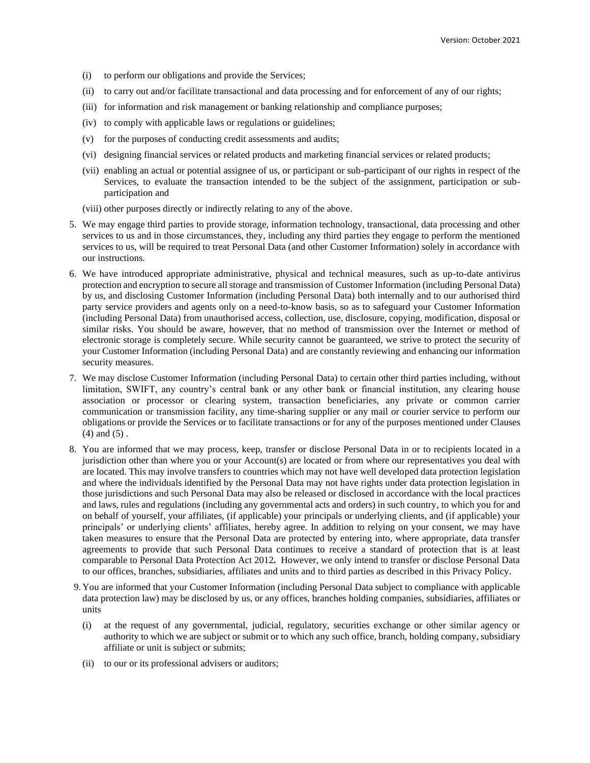(i) to perform our obligations and provide the Services;

(ii) to carry out and/or facilitate transactional and data processing and for enforcement of any of our rights;

(iii) for information and risk management or banking relationship and compliance purposes;

(iv) to comply with applicable laws or regulations or guidelines;

(v) for the purposes of conducting credit assessments and audits;

(vi) designing financial services or related products and marketing financial services or related products;

(vii) enabling an actual or potential assignee of us, or participant or sub-participant of our rights in respect of the Services, to evaluate the transaction intended to be the subject of the assignment, participation or sub-participation and

(viii) other purposes directly or indirectly relating to any of the above.

5. We may engage third parties to provide storage, information technology, transactional, data processing and other services to us and in those circumstances, they, including any third parties they engage to perform the mentioned services to us, will be required to treat Personal Data (and other Customer Information) solely in accordance with our instructions.

6. We have introduced appropriate administrative, physical and technical measures, such as up-to-date antivirus protection and encryption to secure all storage and transmission of Customer Information (including Personal Data) by us, and disclosing Customer Information (including Personal Data) both internally and to our authorised third party service providers and agents only on a need-to-know basis, so as to safeguard your Customer Information (including Personal Data) from unauthorised access, collection, use, disclosure, copying, modification, disposal or similar risks. You should be aware, however, that no method of transmission over the Internet or method of electronic storage is completely secure. While security cannot be guaranteed, we strive to protect the security of your Customer Information (including Personal Data) and are constantly reviewing and enhancing our information security measures.

7. We may disclose Customer Information (including Personal Data) to certain other third parties including, without limitation, SWIFT, any country's central bank or any other bank or financial institution, any clearing house association or processor or clearing system, transaction beneficiaries, any private or common carrier communication or transmission facility, any time-sharing supplier or any mail or courier service to perform our obligations or provide the Services or to facilitate transactions or for any of the purposes mentioned under Clauses (4) and (5) .

8. You are informed that we may process, keep, transfer or disclose Personal Data in or to recipients located in a jurisdiction other than where you or your Account(s) are located or from where our representatives you deal with are located. This may involve transfers to countries which may not have well developed data protection legislation and where the individuals identified by the Personal Data may not have rights under data protection legislation in those jurisdictions and such Personal Data may also be released or disclosed in accordance with the local practices and laws, rules and regulations (including any governmental acts and orders) in such country, to which you for and on behalf of yourself, your affiliates, (if applicable) your principals or underlying clients, and (if applicable) your principals' or underlying clients' affiliates, hereby agree. In addition to relying on your consent, we may have taken measures to ensure that the Personal Data are protected by entering into, where appropriate, data transfer agreements to provide that such Personal Data continues to receive a standard of protection that is at least comparable to Personal Data Protection Act 2012**.** However, we only intend to transfer or disclose Personal Data to our offices, branches, subsidiaries, affiliates and units and to third parties as described in this Privacy Policy.

9. You are informed that your Customer Information (including Personal Data subject to compliance with applicable data protection law) may be disclosed by us, or any offices, branches holding companies, subsidiaries, affiliates or units

(i) at the request of any governmental, judicial, regulatory, securities exchange or other similar agency or authority to which we are subject or submit or to which any such office, branch, holding company, subsidiary affiliate or unit is subject or submits;

(ii) to our or its professional advisers or auditors;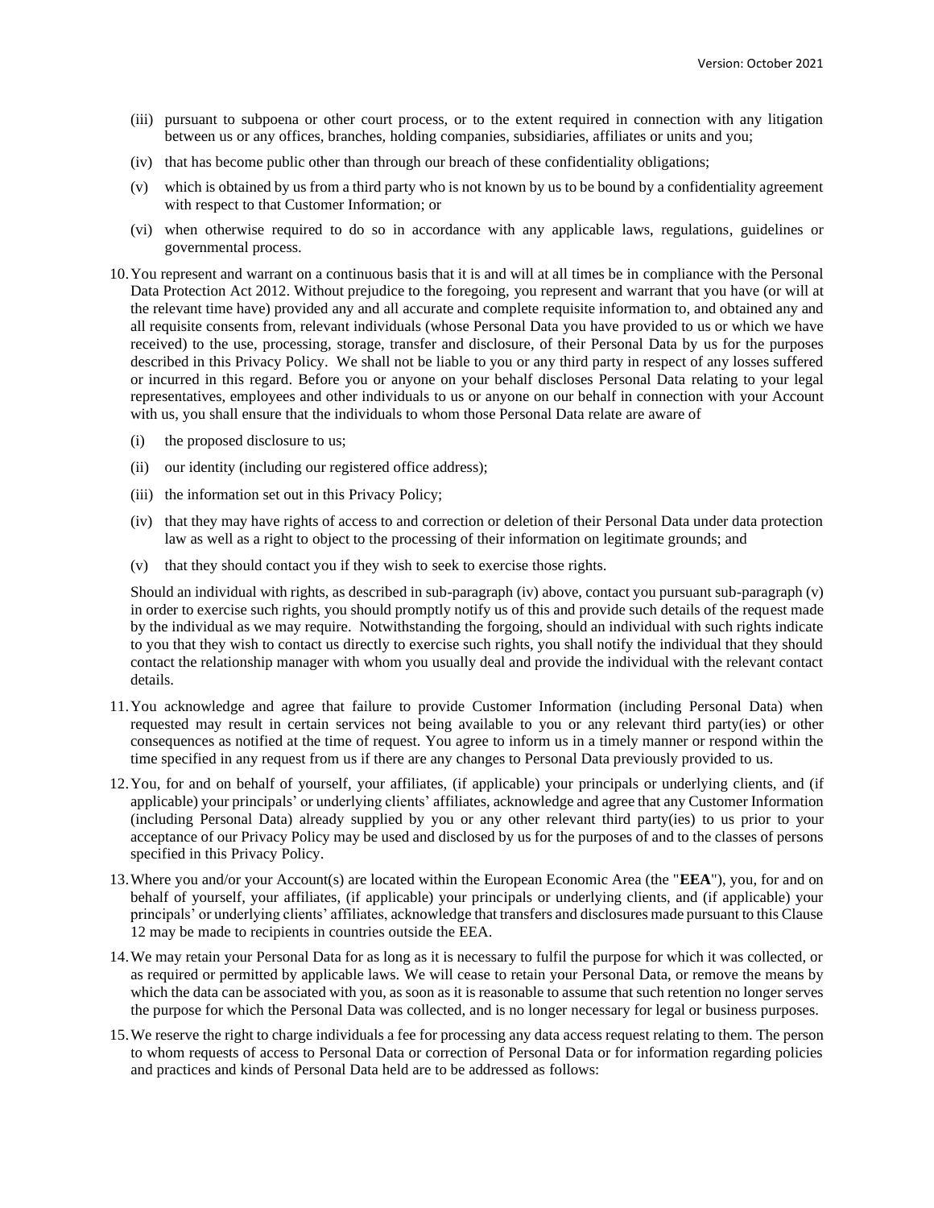(iii) pursuant to subpoena or other court process, or to the extent required in connection with any litigation between us or any offices, branches, holding companies, subsidiaries, affiliates or units and you;

(iv) that has become public other than through our breach of these confidentiality obligations;

(v) which is obtained by us from a third party who is not known by us to be bound by a confidentiality agreement with respect to that Customer Information; or

(vi) when otherwise required to do so in accordance with any applicable laws, regulations, guidelines or governmental process.

10. You represent and warrant on a continuous basis that it is and will at all times be in compliance with the Personal Data Protection Act 2012. Without prejudice to the foregoing, you represent and warrant that you have (or will at the relevant time have) provided any and all accurate and complete requisite information to, and obtained any and all requisite consents from, relevant individuals (whose Personal Data you have provided to us or which we have received) to the use, processing, storage, transfer and disclosure, of their Personal Data by us for the purposes described in this Privacy Policy. We shall not be liable to you or any third party in respect of any losses suffered or incurred in this regard. Before you or anyone on your behalf discloses Personal Data relating to your legal representatives, employees and other individuals to us or anyone on our behalf in connection with your Account with us, you shall ensure that the individuals to whom those Personal Data relate are aware of

    (i) the proposed disclosure to us;

    (ii) our identity (including our registered office address);

    (iii) the information set out in this Privacy Policy;

    (iv) that they may have rights of access to and correction or deletion of their Personal Data under data protection law as well as a right to object to the processing of their information on legitimate grounds; and

    (v) that they should contact you if they wish to seek to exercise those rights.

    Should an individual with rights, as described in sub-paragraph (iv) above, contact you pursuant sub-paragraph (v) in order to exercise such rights, you should promptly notify us of this and provide such details of the request made by the individual as we may require. Notwithstanding the forgoing, should an individual with such rights indicate to you that they wish to contact us directly to exercise such rights, you shall notify the individual that they should contact the relationship manager with whom you usually deal and provide the individual with the relevant contact details.

11. You acknowledge and agree that failure to provide Customer Information (including Personal Data) when requested may result in certain services not being available to you or any relevant third party(ies) or other consequences as notified at the time of request. You agree to inform us in a timely manner or respond within the time specified in any request from us if there are any changes to Personal Data previously provided to us.

12. You, for and on behalf of yourself, your affiliates, (if applicable) your principals or underlying clients, and (if applicable) your principals' or underlying clients' affiliates, acknowledge and agree that any Customer Information (including Personal Data) already supplied by you or any other relevant third party(ies) to us prior to your acceptance of our Privacy Policy may be used and disclosed by us for the purposes of and to the classes of persons specified in this Privacy Policy.

13. Where you and/or your Account(s) are located within the European Economic Area (the "**EEA**"), you, for and on behalf of yourself, your affiliates, (if applicable) your principals or underlying clients, and (if applicable) your principals' or underlying clients' affiliates, acknowledge that transfers and disclosures made pursuant to this Clause 12 may be made to recipients in countries outside the EEA.

14. We may retain your Personal Data for as long as it is necessary to fulfil the purpose for which it was collected, or as required or permitted by applicable laws. We will cease to retain your Personal Data, or remove the means by which the data can be associated with you, as soon as it is reasonable to assume that such retention no longer serves the purpose for which the Personal Data was collected, and is no longer necessary for legal or business purposes.

15. We reserve the right to charge individuals a fee for processing any data access request relating to them. The person to whom requests of access to Personal Data or correction of Personal Data or for information regarding policies and practices and kinds of Personal Data held are to be addressed as follows: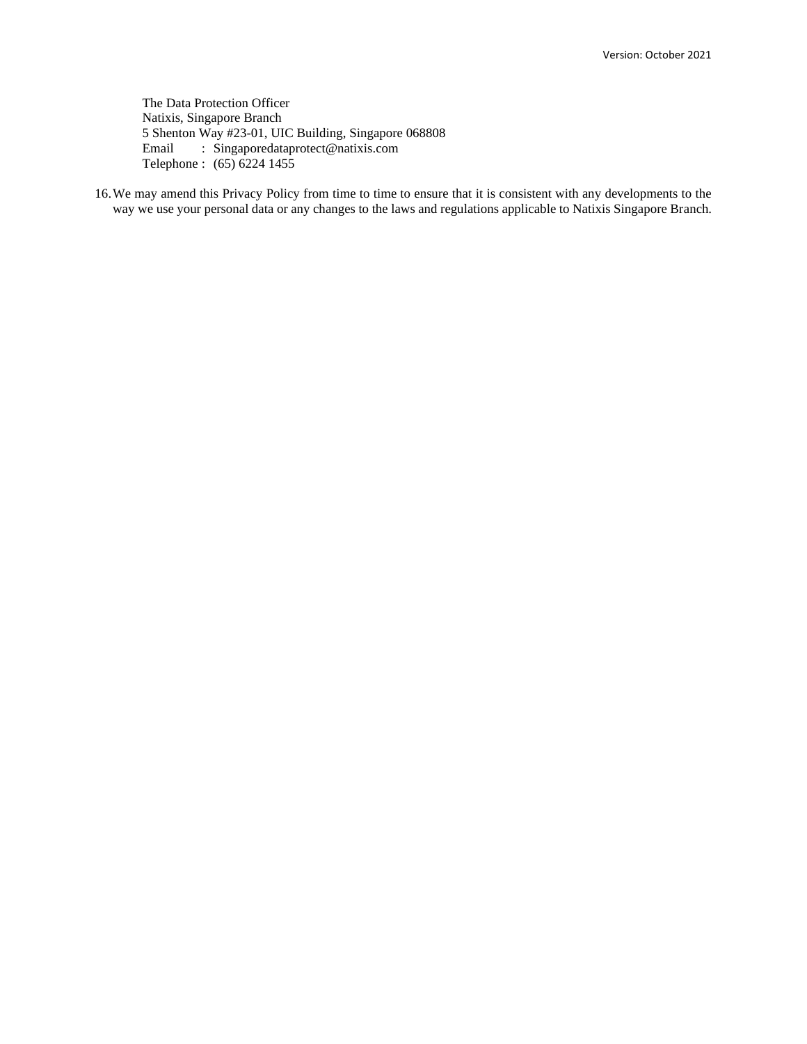The Data Protection Officer
Natixis, Singapore Branch
5 Shenton Way #23-01, UIC Building, Singapore 068808
Email : Singaporedataprotect@natixis.com
Telephone : (65) 6224 1455

16. We may amend this Privacy Policy from time to time to ensure that it is consistent with any developments to the way we use your personal data or any changes to the laws and regulations applicable to Natixis Singapore Branch.